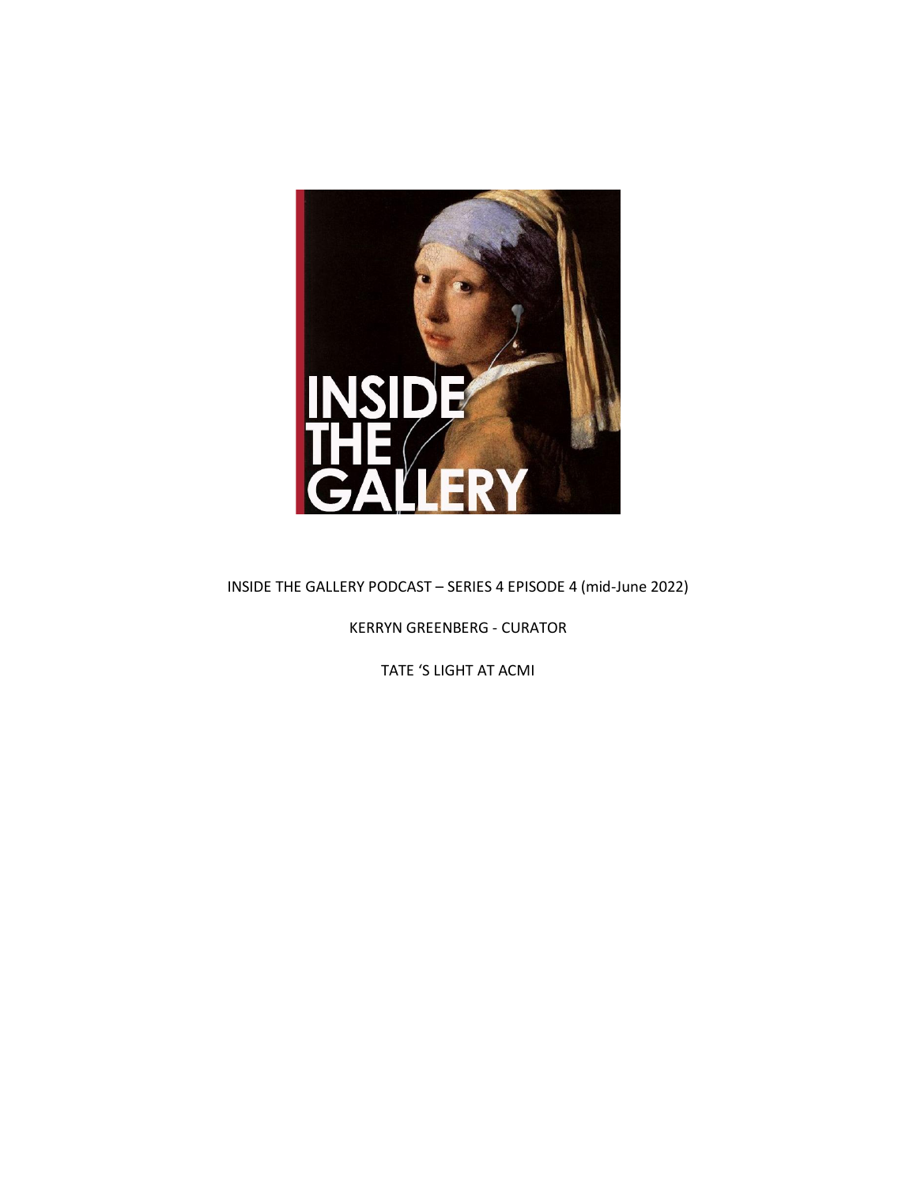INSIDE THE GALLERY PODCAST – SERIES 4 EPISODE 4 (mid-June 2022)

KERRYN GREENBERG - CURATOR

TATE 'S LIGHT AT ACMI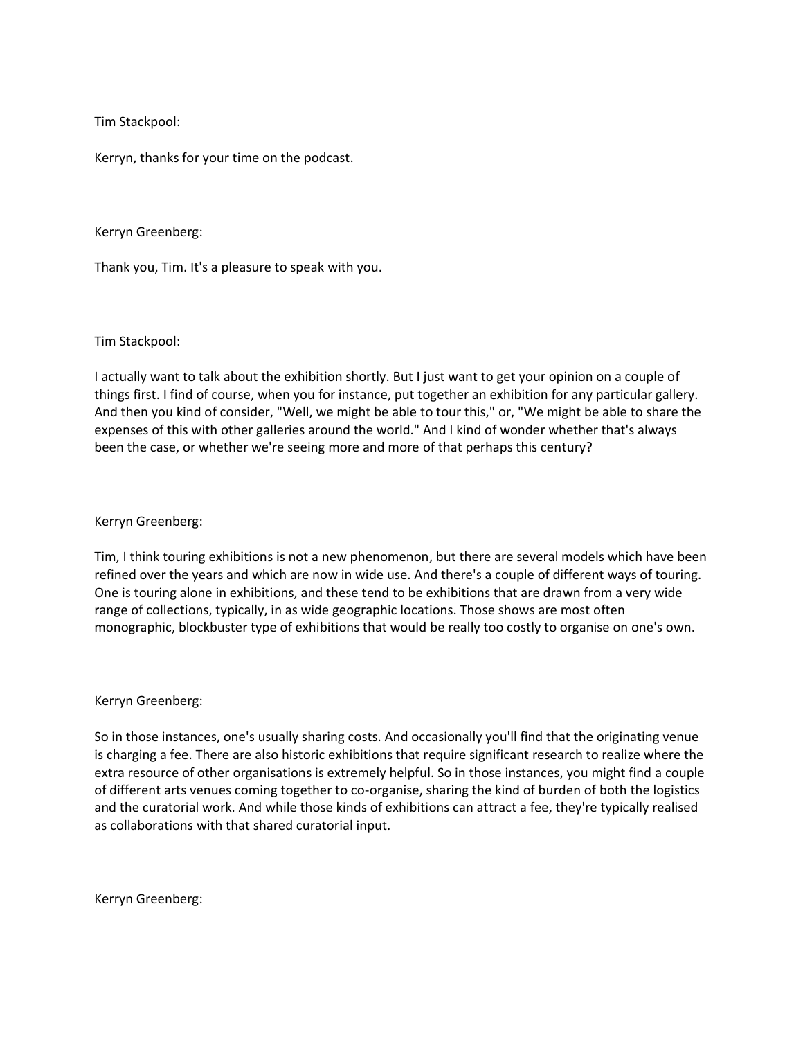Tim Stackpool:

Kerryn, thanks for your time on the podcast.

Kerryn Greenberg:

Thank you, Tim. It's a pleasure to speak with you.

Tim Stackpool:

I actually want to talk about the exhibition shortly. But I just want to get your opinion on a couple of things first. I find of course, when you for instance, put together an exhibition for any particular gallery. And then you kind of consider, "Well, we might be able to tour this," or, "We might be able to share the expenses of this with other galleries around the world." And I kind of wonder whether that's always been the case, or whether we're seeing more and more of that perhaps this century?

Kerryn Greenberg:

Tim, I think touring exhibitions is not a new phenomenon, but there are several models which have been refined over the years and which are now in wide use. And there's a couple of different ways of touring. One is touring alone in exhibitions, and these tend to be exhibitions that are drawn from a very wide range of collections, typically, in as wide geographic locations. Those shows are most often monographic, blockbuster type of exhibitions that would be really too costly to organise on one's own.

Kerryn Greenberg:

So in those instances, one's usually sharing costs. And occasionally you'll find that the originating venue is charging a fee. There are also historic exhibitions that require significant research to realize where the extra resource of other organisations is extremely helpful. So in those instances, you might find a couple of different arts venues coming together to co-organise, sharing the kind of burden of both the logistics and the curatorial work. And while those kinds of exhibitions can attract a fee, they're typically realised as collaborations with that shared curatorial input.

Kerryn Greenberg: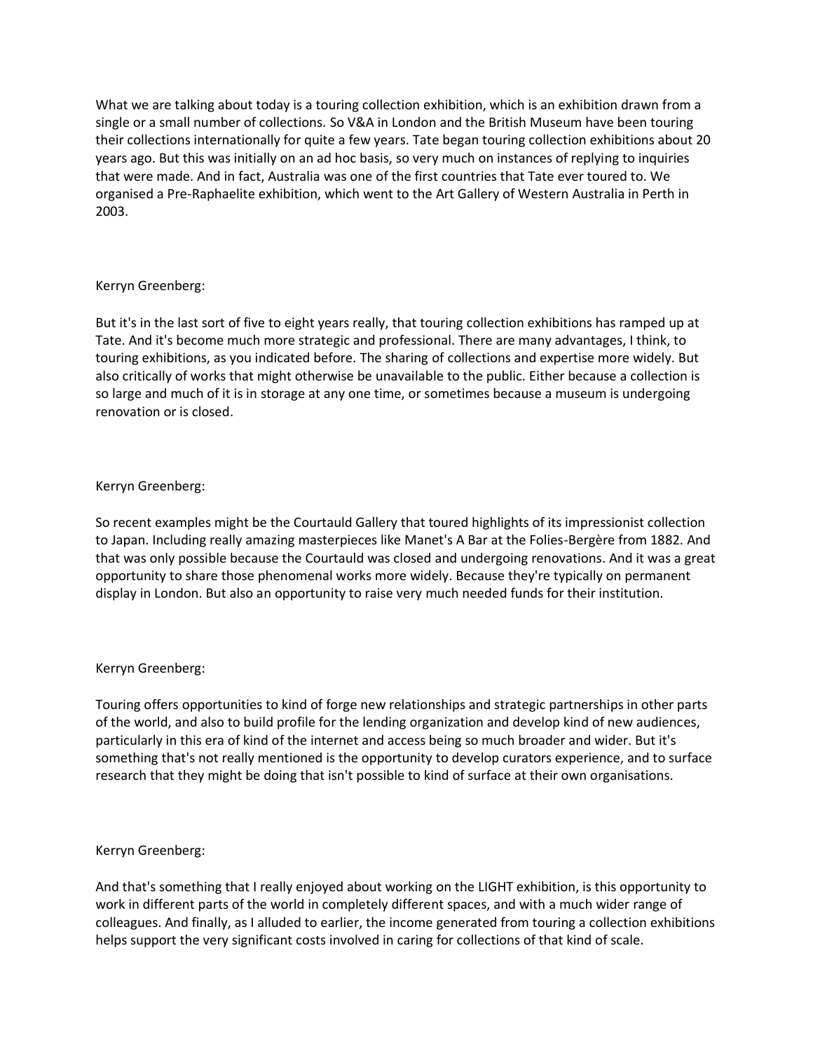What we are talking about today is a touring collection exhibition, which is an exhibition drawn from a single or a small number of collections. So V&A in London and the British Museum have been touring their collections internationally for quite a few years. Tate began touring collection exhibitions about 20 years ago. But this was initially on an ad hoc basis, so very much on instances of replying to inquiries that were made. And in fact, Australia was one of the first countries that Tate ever toured to. We organised a Pre-Raphaelite exhibition, which went to the Art Gallery of Western Australia in Perth in 2003.

Kerryn Greenberg:

But it's in the last sort of five to eight years really, that touring collection exhibitions has ramped up at Tate. And it's become much more strategic and professional. There are many advantages, I think, to touring exhibitions, as you indicated before. The sharing of collections and expertise more widely. But also critically of works that might otherwise be unavailable to the public. Either because a collection is so large and much of it is in storage at any one time, or sometimes because a museum is undergoing renovation or is closed.

Kerryn Greenberg:

So recent examples might be the Courtauld Gallery that toured highlights of its impressionist collection to Japan. Including really amazing masterpieces like Manet's A Bar at the Folies-Bergère from 1882. And that was only possible because the Courtauld was closed and undergoing renovations. And it was a great opportunity to share those phenomenal works more widely. Because they're typically on permanent display in London. But also an opportunity to raise very much needed funds for their institution.

Kerryn Greenberg:

Touring offers opportunities to kind of forge new relationships and strategic partnerships in other parts of the world, and also to build profile for the lending organization and develop kind of new audiences, particularly in this era of kind of the internet and access being so much broader and wider. But it's something that's not really mentioned is the opportunity to develop curators experience, and to surface research that they might be doing that isn't possible to kind of surface at their own organisations.

Kerryn Greenberg:

And that's something that I really enjoyed about working on the LIGHT exhibition, is this opportunity to work in different parts of the world in completely different spaces, and with a much wider range of colleagues. And finally, as I alluded to earlier, the income generated from touring a collection exhibitions helps support the very significant costs involved in caring for collections of that kind of scale.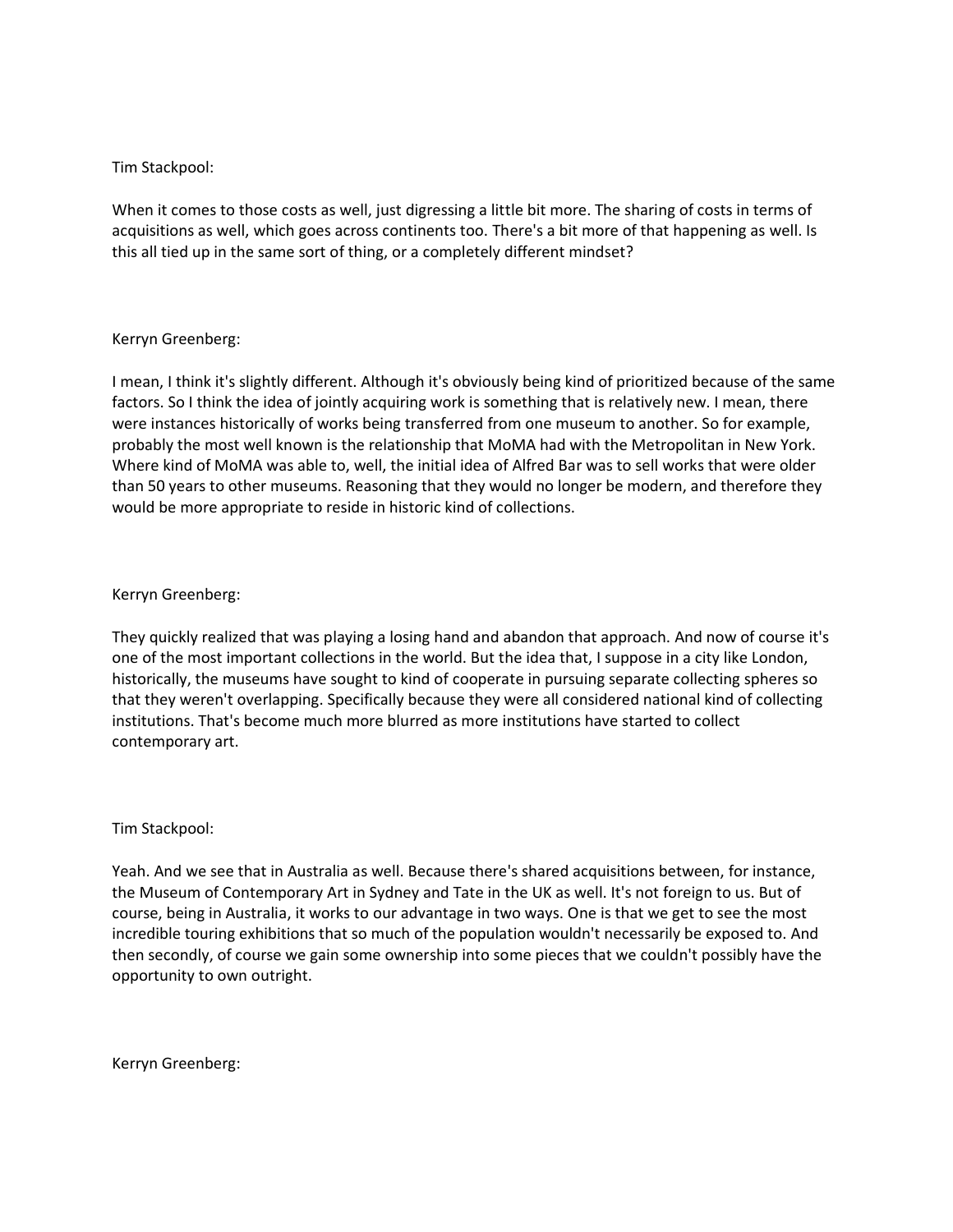Tim Stackpool:

When it comes to those costs as well, just digressing a little bit more. The sharing of costs in terms of acquisitions as well, which goes across continents too. There's a bit more of that happening as well. Is this all tied up in the same sort of thing, or a completely different mindset?

Kerryn Greenberg:

I mean, I think it's slightly different. Although it's obviously being kind of prioritized because of the same factors. So I think the idea of jointly acquiring work is something that is relatively new. I mean, there were instances historically of works being transferred from one museum to another. So for example, probably the most well known is the relationship that MoMA had with the Metropolitan in New York. Where kind of MoMA was able to, well, the initial idea of Alfred Bar was to sell works that were older than 50 years to other museums. Reasoning that they would no longer be modern, and therefore they would be more appropriate to reside in historic kind of collections.

Kerryn Greenberg:

They quickly realized that was playing a losing hand and abandon that approach. And now of course it's one of the most important collections in the world. But the idea that, I suppose in a city like London, historically, the museums have sought to kind of cooperate in pursuing separate collecting spheres so that they weren't overlapping. Specifically because they were all considered national kind of collecting institutions. That's become much more blurred as more institutions have started to collect contemporary art.

Tim Stackpool:

Yeah. And we see that in Australia as well. Because there's shared acquisitions between, for instance, the Museum of Contemporary Art in Sydney and Tate in the UK as well. It's not foreign to us. But of course, being in Australia, it works to our advantage in two ways. One is that we get to see the most incredible touring exhibitions that so much of the population wouldn't necessarily be exposed to. And then secondly, of course we gain some ownership into some pieces that we couldn't possibly have the opportunity to own outright.

Kerryn Greenberg: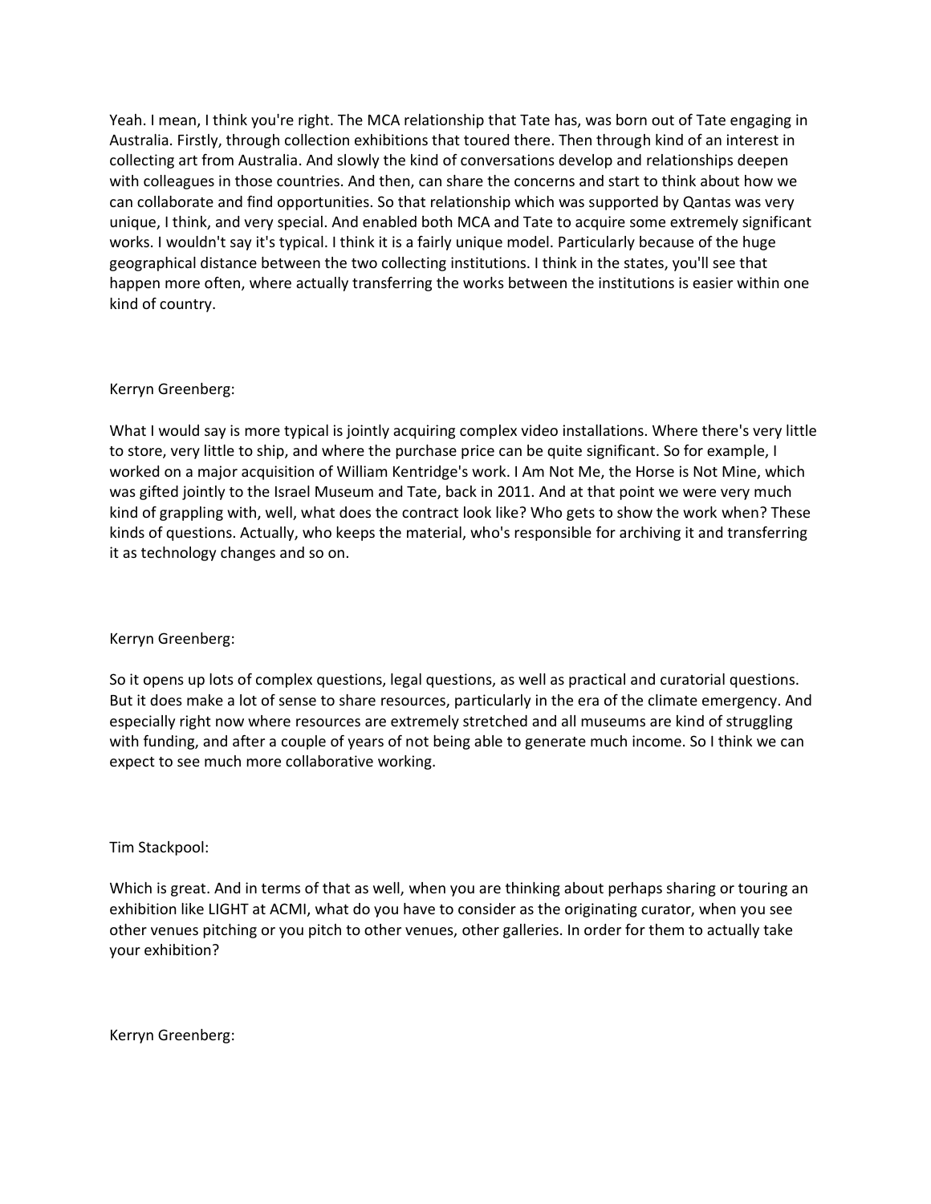Yeah. I mean, I think you're right. The MCA relationship that Tate has, was born out of Tate engaging in Australia. Firstly, through collection exhibitions that toured there. Then through kind of an interest in collecting art from Australia. And slowly the kind of conversations develop and relationships deepen with colleagues in those countries. And then, can share the concerns and start to think about how we can collaborate and find opportunities. So that relationship which was supported by Qantas was very unique, I think, and very special. And enabled both MCA and Tate to acquire some extremely significant works. I wouldn't say it's typical. I think it is a fairly unique model. Particularly because of the huge geographical distance between the two collecting institutions. I think in the states, you'll see that happen more often, where actually transferring the works between the institutions is easier within one kind of country.

Kerryn Greenberg:

What I would say is more typical is jointly acquiring complex video installations. Where there's very little to store, very little to ship, and where the purchase price can be quite significant. So for example, I worked on a major acquisition of William Kentridge's work. I Am Not Me, the Horse is Not Mine, which was gifted jointly to the Israel Museum and Tate, back in 2011. And at that point we were very much kind of grappling with, well, what does the contract look like? Who gets to show the work when? These kinds of questions. Actually, who keeps the material, who's responsible for archiving it and transferring it as technology changes and so on.

Kerryn Greenberg:

So it opens up lots of complex questions, legal questions, as well as practical and curatorial questions. But it does make a lot of sense to share resources, particularly in the era of the climate emergency. And especially right now where resources are extremely stretched and all museums are kind of struggling with funding, and after a couple of years of not being able to generate much income. So I think we can expect to see much more collaborative working.

Tim Stackpool:

Which is great. And in terms of that as well, when you are thinking about perhaps sharing or touring an exhibition like LIGHT at ACMI, what do you have to consider as the originating curator, when you see other venues pitching or you pitch to other venues, other galleries. In order for them to actually take your exhibition?

Kerryn Greenberg: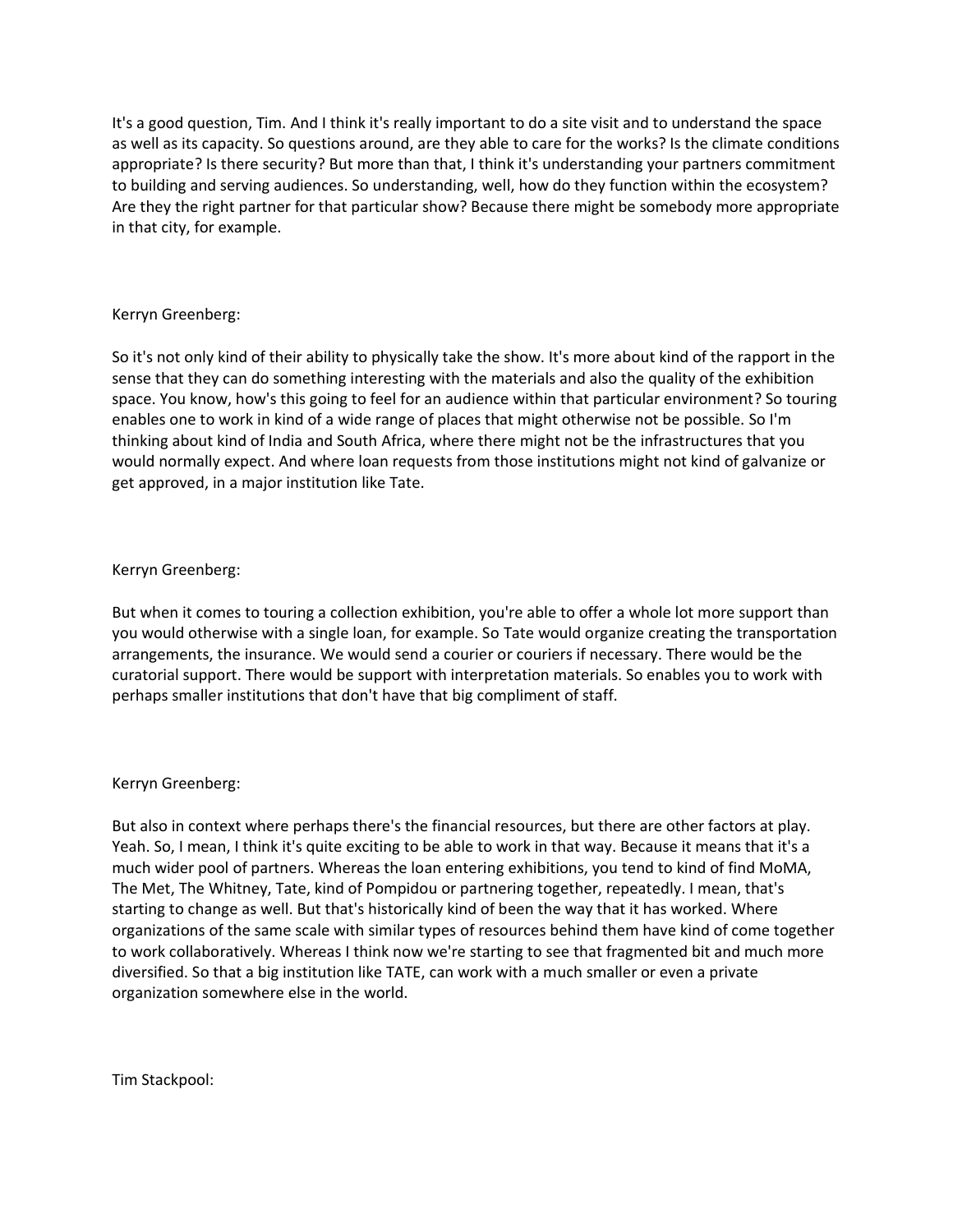It's a good question, Tim. And I think it's really important to do a site visit and to understand the space as well as its capacity. So questions around, are they able to care for the works? Is the climate conditions appropriate? Is there security? But more than that, I think it's understanding your partners commitment to building and serving audiences. So understanding, well, how do they function within the ecosystem? Are they the right partner for that particular show? Because there might be somebody more appropriate in that city, for example.

Kerryn Greenberg:

So it's not only kind of their ability to physically take the show. It's more about kind of the rapport in the sense that they can do something interesting with the materials and also the quality of the exhibition space. You know, how's this going to feel for an audience within that particular environment? So touring enables one to work in kind of a wide range of places that might otherwise not be possible. So I'm thinking about kind of India and South Africa, where there might not be the infrastructures that you would normally expect. And where loan requests from those institutions might not kind of galvanize or get approved, in a major institution like Tate.

Kerryn Greenberg:

But when it comes to touring a collection exhibition, you're able to offer a whole lot more support than you would otherwise with a single loan, for example. So Tate would organize creating the transportation arrangements, the insurance. We would send a courier or couriers if necessary. There would be the curatorial support. There would be support with interpretation materials. So enables you to work with perhaps smaller institutions that don't have that big compliment of staff.

Kerryn Greenberg:

But also in context where perhaps there's the financial resources, but there are other factors at play. Yeah. So, I mean, I think it's quite exciting to be able to work in that way. Because it means that it's a much wider pool of partners. Whereas the loan entering exhibitions, you tend to kind of find MoMA, The Met, The Whitney, Tate, kind of Pompidou or partnering together, repeatedly. I mean, that's starting to change as well. But that's historically kind of been the way that it has worked. Where organizations of the same scale with similar types of resources behind them have kind of come together to work collaboratively. Whereas I think now we're starting to see that fragmented bit and much more diversified. So that a big institution like TATE, can work with a much smaller or even a private organization somewhere else in the world.

Tim Stackpool: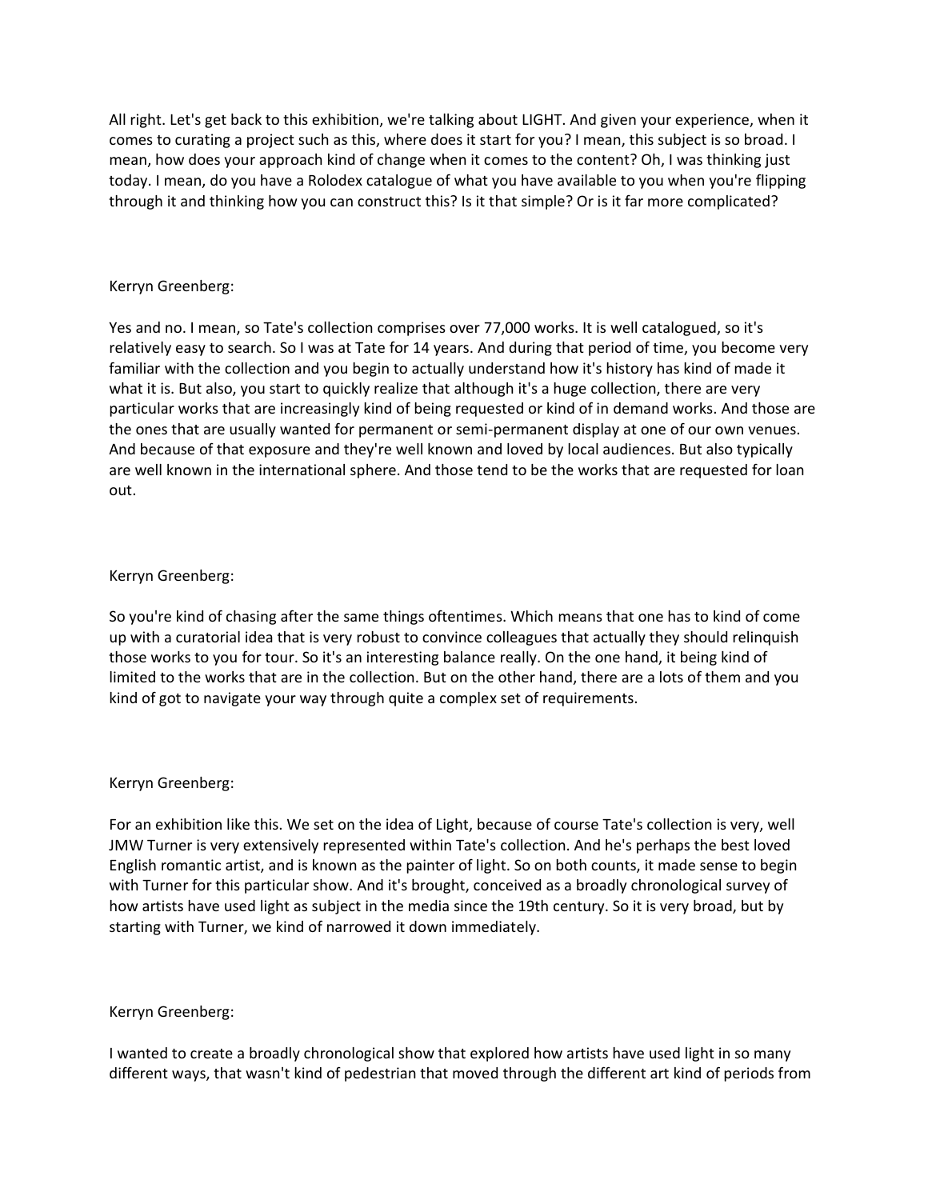All right. Let's get back to this exhibition, we're talking about LIGHT. And given your experience, when it comes to curating a project such as this, where does it start for you? I mean, this subject is so broad. I mean, how does your approach kind of change when it comes to the content? Oh, I was thinking just today. I mean, do you have a Rolodex catalogue of what you have available to you when you're flipping through it and thinking how you can construct this? Is it that simple? Or is it far more complicated?

Kerryn Greenberg:

Yes and no. I mean, so Tate's collection comprises over 77,000 works. It is well catalogued, so it's relatively easy to search. So I was at Tate for 14 years. And during that period of time, you become very familiar with the collection and you begin to actually understand how it's history has kind of made it what it is. But also, you start to quickly realize that although it's a huge collection, there are very particular works that are increasingly kind of being requested or kind of in demand works. And those are the ones that are usually wanted for permanent or semi-permanent display at one of our own venues. And because of that exposure and they're well known and loved by local audiences. But also typically are well known in the international sphere. And those tend to be the works that are requested for loan out.

Kerryn Greenberg:

So you're kind of chasing after the same things oftentimes. Which means that one has to kind of come up with a curatorial idea that is very robust to convince colleagues that actually they should relinquish those works to you for tour. So it's an interesting balance really. On the one hand, it being kind of limited to the works that are in the collection. But on the other hand, there are a lots of them and you kind of got to navigate your way through quite a complex set of requirements.

Kerryn Greenberg:

For an exhibition like this. We set on the idea of Light, because of course Tate's collection is very, well JMW Turner is very extensively represented within Tate's collection. And he's perhaps the best loved English romantic artist, and is known as the painter of light. So on both counts, it made sense to begin with Turner for this particular show. And it's brought, conceived as a broadly chronological survey of how artists have used light as subject in the media since the 19th century. So it is very broad, but by starting with Turner, we kind of narrowed it down immediately.

Kerryn Greenberg:

I wanted to create a broadly chronological show that explored how artists have used light in so many different ways, that wasn't kind of pedestrian that moved through the different art kind of periods from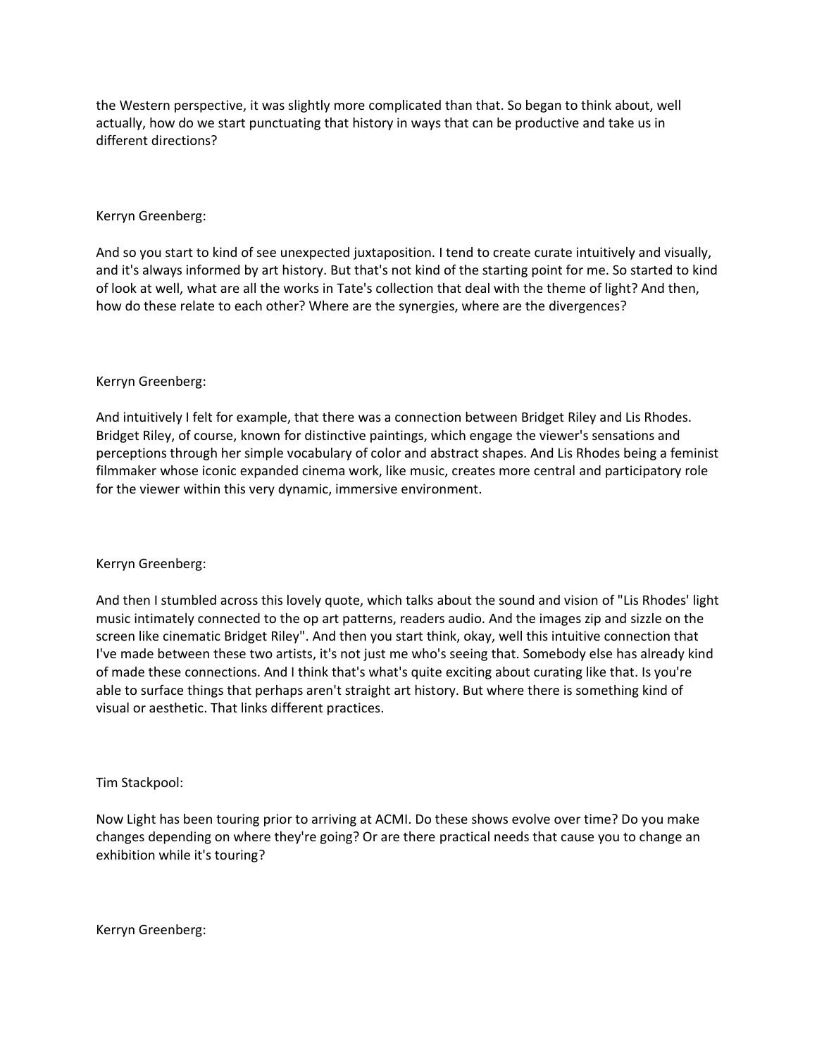the Western perspective, it was slightly more complicated than that. So began to think about, well actually, how do we start punctuating that history in ways that can be productive and take us in different directions?

Kerryn Greenberg:

And so you start to kind of see unexpected juxtaposition. I tend to create curate intuitively and visually, and it's always informed by art history. But that's not kind of the starting point for me. So started to kind of look at well, what are all the works in Tate's collection that deal with the theme of light? And then, how do these relate to each other? Where are the synergies, where are the divergences?

Kerryn Greenberg:

And intuitively I felt for example, that there was a connection between Bridget Riley and Lis Rhodes. Bridget Riley, of course, known for distinctive paintings, which engage the viewer's sensations and perceptions through her simple vocabulary of color and abstract shapes. And Lis Rhodes being a feminist filmmaker whose iconic expanded cinema work, like music, creates more central and participatory role for the viewer within this very dynamic, immersive environment.

Kerryn Greenberg:

And then I stumbled across this lovely quote, which talks about the sound and vision of "Lis Rhodes' light music intimately connected to the op art patterns, readers audio. And the images zip and sizzle on the screen like cinematic Bridget Riley". And then you start think, okay, well this intuitive connection that I've made between these two artists, it's not just me who's seeing that. Somebody else has already kind of made these connections. And I think that's what's quite exciting about curating like that. Is you're able to surface things that perhaps aren't straight art history. But where there is something kind of visual or aesthetic. That links different practices.

Tim Stackpool:

Now Light has been touring prior to arriving at ACMI. Do these shows evolve over time? Do you make changes depending on where they're going? Or are there practical needs that cause you to change an exhibition while it's touring?

Kerryn Greenberg: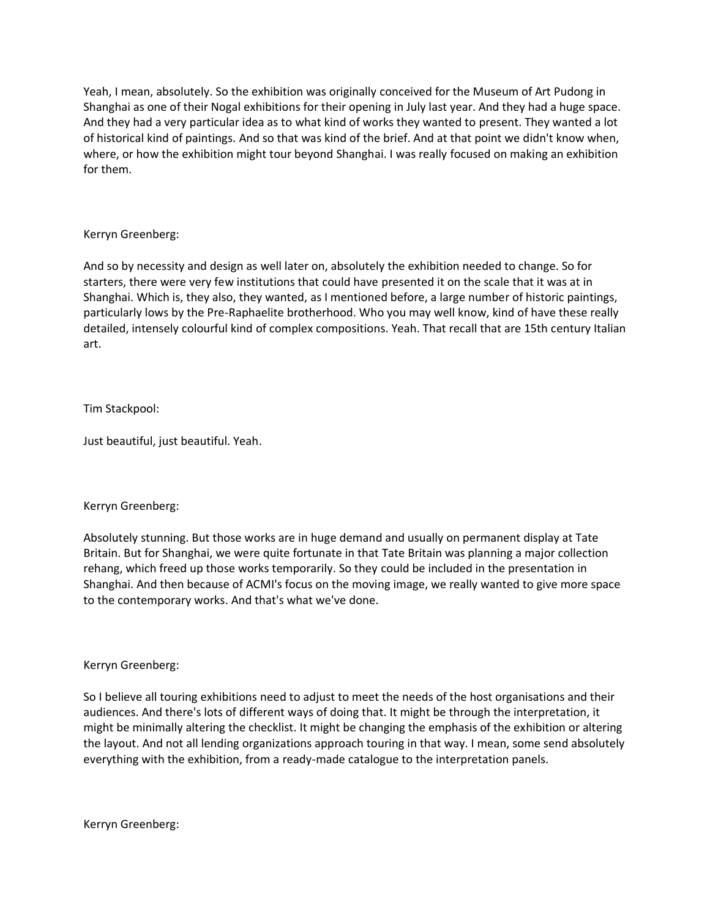Yeah, I mean, absolutely. So the exhibition was originally conceived for the Museum of Art Pudong in Shanghai as one of their Nogal exhibitions for their opening in July last year. And they had a huge space. And they had a very particular idea as to what kind of works they wanted to present. They wanted a lot of historical kind of paintings. And so that was kind of the brief. And at that point we didn't know when, where, or how the exhibition might tour beyond Shanghai. I was really focused on making an exhibition for them.

Kerryn Greenberg:

And so by necessity and design as well later on, absolutely the exhibition needed to change. So for starters, there were very few institutions that could have presented it on the scale that it was at in Shanghai. Which is, they also, they wanted, as I mentioned before, a large number of historic paintings, particularly lows by the Pre-Raphaelite brotherhood. Who you may well know, kind of have these really detailed, intensely colourful kind of complex compositions. Yeah. That recall that are 15th century Italian art.

Tim Stackpool:

Just beautiful, just beautiful. Yeah.

Kerryn Greenberg:

Absolutely stunning. But those works are in huge demand and usually on permanent display at Tate Britain. But for Shanghai, we were quite fortunate in that Tate Britain was planning a major collection rehang, which freed up those works temporarily. So they could be included in the presentation in Shanghai. And then because of ACMI's focus on the moving image, we really wanted to give more space to the contemporary works. And that's what we've done.

Kerryn Greenberg:

So I believe all touring exhibitions need to adjust to meet the needs of the host organisations and their audiences. And there's lots of different ways of doing that. It might be through the interpretation, it might be minimally altering the checklist. It might be changing the emphasis of the exhibition or altering the layout. And not all lending organizations approach touring in that way. I mean, some send absolutely everything with the exhibition, from a ready-made catalogue to the interpretation panels.

Kerryn Greenberg: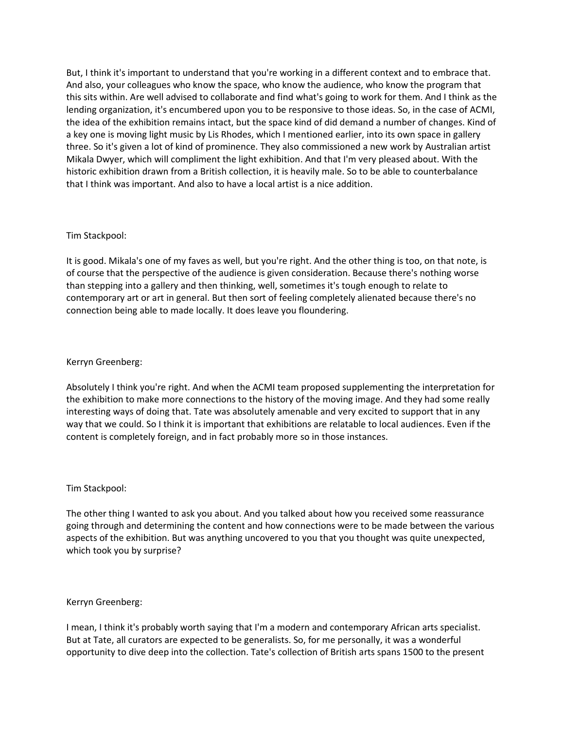But, I think it's important to understand that you're working in a different context and to embrace that. And also, your colleagues who know the space, who know the audience, who know the program that this sits within. Are well advised to collaborate and find what's going to work for them. And I think as the lending organization, it's encumbered upon you to be responsive to those ideas. So, in the case of ACMI, the idea of the exhibition remains intact, but the space kind of did demand a number of changes. Kind of a key one is moving light music by Lis Rhodes, which I mentioned earlier, into its own space in gallery three. So it's given a lot of kind of prominence. They also commissioned a new work by Australian artist Mikala Dwyer, which will compliment the light exhibition. And that I'm very pleased about. With the historic exhibition drawn from a British collection, it is heavily male. So to be able to counterbalance that I think was important. And also to have a local artist is a nice addition.

Tim Stackpool:

It is good. Mikala's one of my faves as well, but you're right. And the other thing is too, on that note, is of course that the perspective of the audience is given consideration. Because there's nothing worse than stepping into a gallery and then thinking, well, sometimes it's tough enough to relate to contemporary art or art in general. But then sort of feeling completely alienated because there's no connection being able to made locally. It does leave you floundering.

Kerryn Greenberg:

Absolutely I think you're right. And when the ACMI team proposed supplementing the interpretation for the exhibition to make more connections to the history of the moving image. And they had some really interesting ways of doing that. Tate was absolutely amenable and very excited to support that in any way that we could. So I think it is important that exhibitions are relatable to local audiences. Even if the content is completely foreign, and in fact probably more so in those instances.

Tim Stackpool:

The other thing I wanted to ask you about. And you talked about how you received some reassurance going through and determining the content and how connections were to be made between the various aspects of the exhibition. But was anything uncovered to you that you thought was quite unexpected, which took you by surprise?

Kerryn Greenberg:

I mean, I think it's probably worth saying that I'm a modern and contemporary African arts specialist. But at Tate, all curators are expected to be generalists. So, for me personally, it was a wonderful opportunity to dive deep into the collection. Tate's collection of British arts spans 1500 to the present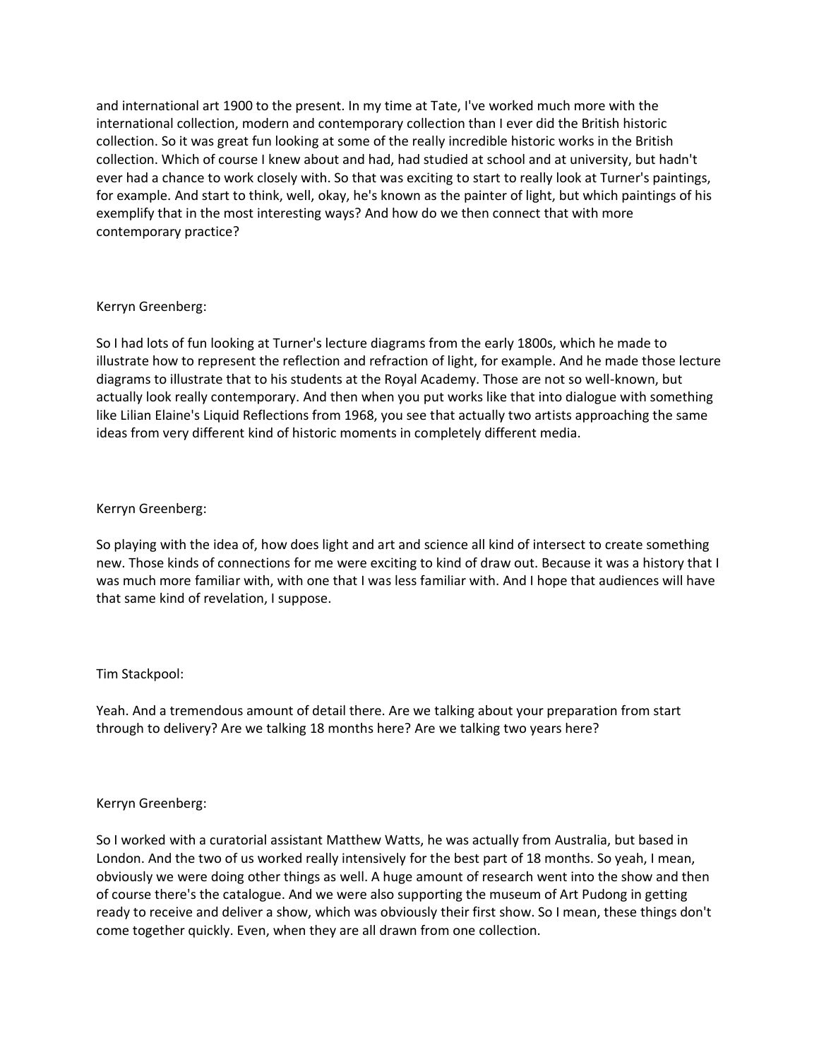and international art 1900 to the present. In my time at Tate, I've worked much more with the international collection, modern and contemporary collection than I ever did the British historic collection. So it was great fun looking at some of the really incredible historic works in the British collection. Which of course I knew about and had, had studied at school and at university, but hadn't ever had a chance to work closely with. So that was exciting to start to really look at Turner's paintings, for example. And start to think, well, okay, he's known as the painter of light, but which paintings of his exemplify that in the most interesting ways? And how do we then connect that with more contemporary practice?

Kerryn Greenberg:

So I had lots of fun looking at Turner's lecture diagrams from the early 1800s, which he made to illustrate how to represent the reflection and refraction of light, for example. And he made those lecture diagrams to illustrate that to his students at the Royal Academy. Those are not so well-known, but actually look really contemporary. And then when you put works like that into dialogue with something like Lilian Elaine's Liquid Reflections from 1968, you see that actually two artists approaching the same ideas from very different kind of historic moments in completely different media.

Kerryn Greenberg:

So playing with the idea of, how does light and art and science all kind of intersect to create something new. Those kinds of connections for me were exciting to kind of draw out. Because it was a history that I was much more familiar with, with one that I was less familiar with. And I hope that audiences will have that same kind of revelation, I suppose.

Tim Stackpool:

Yeah. And a tremendous amount of detail there. Are we talking about your preparation from start through to delivery? Are we talking 18 months here? Are we talking two years here?

Kerryn Greenberg:

So I worked with a curatorial assistant Matthew Watts, he was actually from Australia, but based in London. And the two of us worked really intensively for the best part of 18 months. So yeah, I mean, obviously we were doing other things as well. A huge amount of research went into the show and then of course there's the catalogue. And we were also supporting the museum of Art Pudong in getting ready to receive and deliver a show, which was obviously their first show. So I mean, these things don't come together quickly. Even, when they are all drawn from one collection.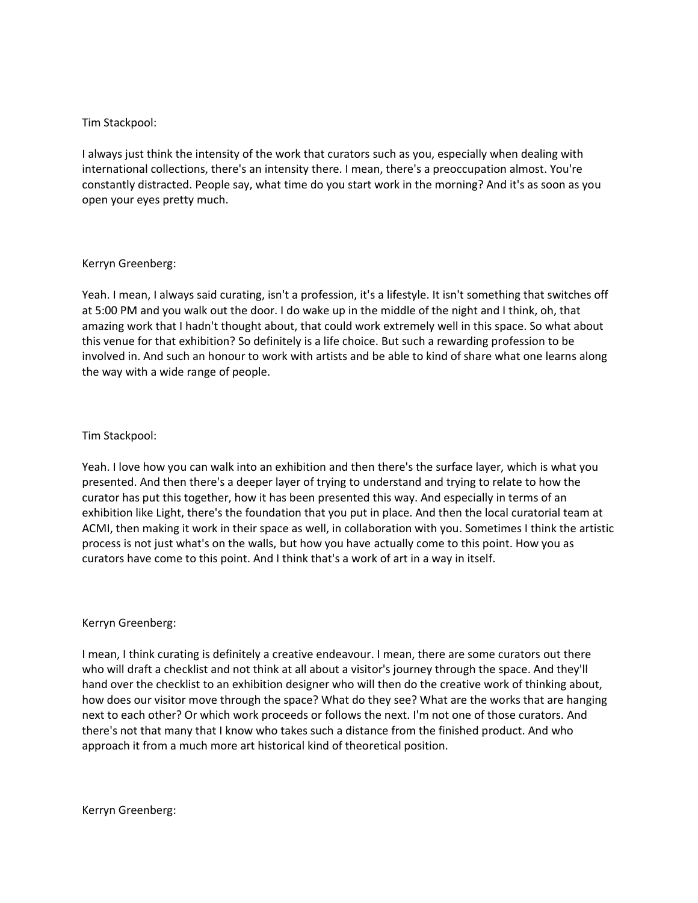Tim Stackpool:

I always just think the intensity of the work that curators such as you, especially when dealing with international collections, there's an intensity there. I mean, there's a preoccupation almost. You're constantly distracted. People say, what time do you start work in the morning? And it's as soon as you open your eyes pretty much.

Kerryn Greenberg:

Yeah. I mean, I always said curating, isn't a profession, it's a lifestyle. It isn't something that switches off at 5:00 PM and you walk out the door. I do wake up in the middle of the night and I think, oh, that amazing work that I hadn't thought about, that could work extremely well in this space. So what about this venue for that exhibition? So definitely is a life choice. But such a rewarding profession to be involved in. And such an honour to work with artists and be able to kind of share what one learns along the way with a wide range of people.

Tim Stackpool:

Yeah. I love how you can walk into an exhibition and then there's the surface layer, which is what you presented. And then there's a deeper layer of trying to understand and trying to relate to how the curator has put this together, how it has been presented this way. And especially in terms of an exhibition like Light, there's the foundation that you put in place. And then the local curatorial team at ACMI, then making it work in their space as well, in collaboration with you. Sometimes I think the artistic process is not just what's on the walls, but how you have actually come to this point. How you as curators have come to this point. And I think that's a work of art in a way in itself.

Kerryn Greenberg:

I mean, I think curating is definitely a creative endeavour. I mean, there are some curators out there who will draft a checklist and not think at all about a visitor's journey through the space. And they'll hand over the checklist to an exhibition designer who will then do the creative work of thinking about, how does our visitor move through the space? What do they see? What are the works that are hanging next to each other? Or which work proceeds or follows the next. I'm not one of those curators. And there's not that many that I know who takes such a distance from the finished product. And who approach it from a much more art historical kind of theoretical position.

Kerryn Greenberg: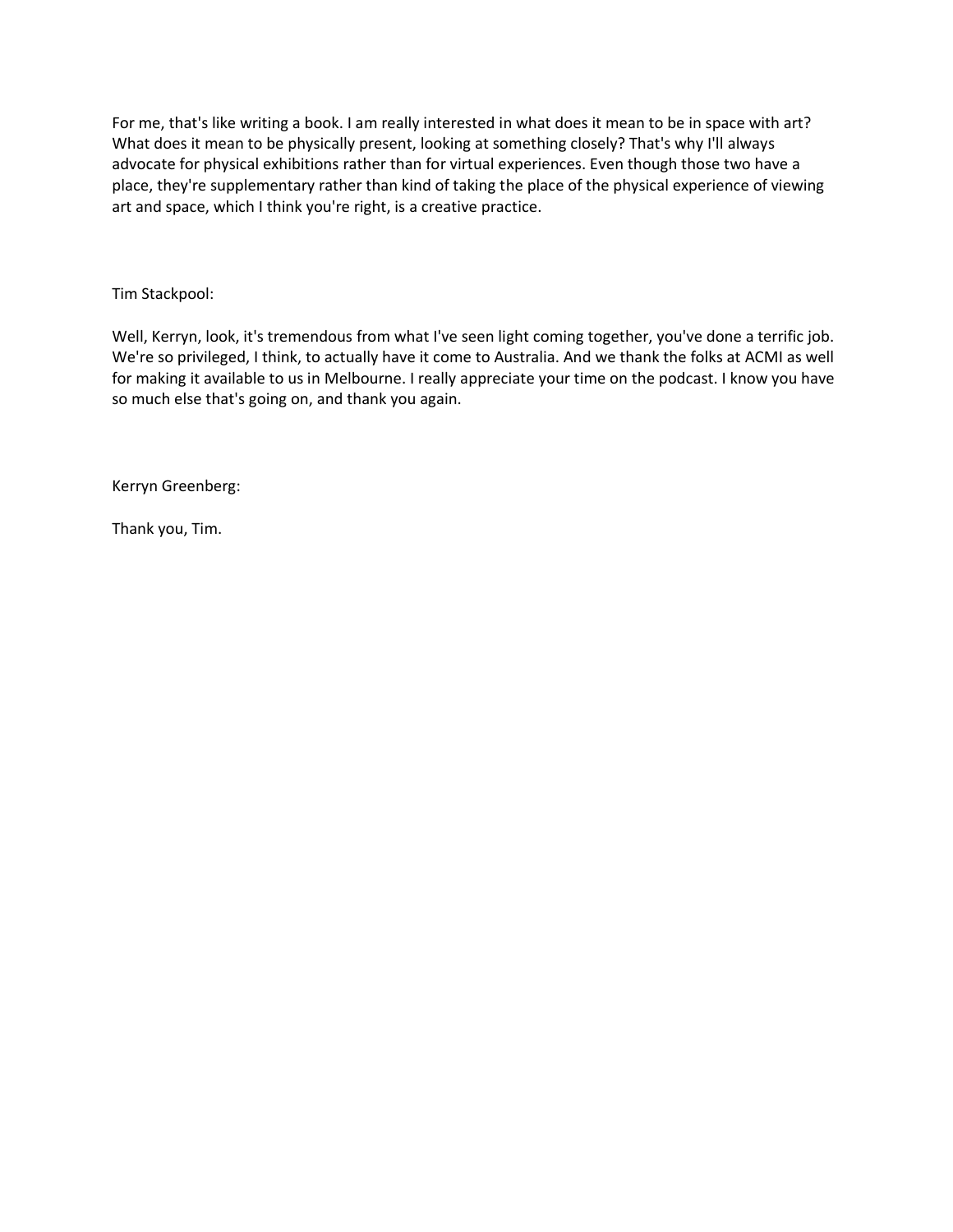For me, that's like writing a book. I am really interested in what does it mean to be in space with art? What does it mean to be physically present, looking at something closely? That's why I'll always advocate for physical exhibitions rather than for virtual experiences. Even though those two have a place, they're supplementary rather than kind of taking the place of the physical experience of viewing art and space, which I think you're right, is a creative practice.

Tim Stackpool:

Well, Kerryn, look, it's tremendous from what I've seen light coming together, you've done a terrific job. We're so privileged, I think, to actually have it come to Australia. And we thank the folks at ACMI as well for making it available to us in Melbourne. I really appreciate your time on the podcast. I know you have so much else that's going on, and thank you again.

Kerryn Greenberg:

Thank you, Tim.